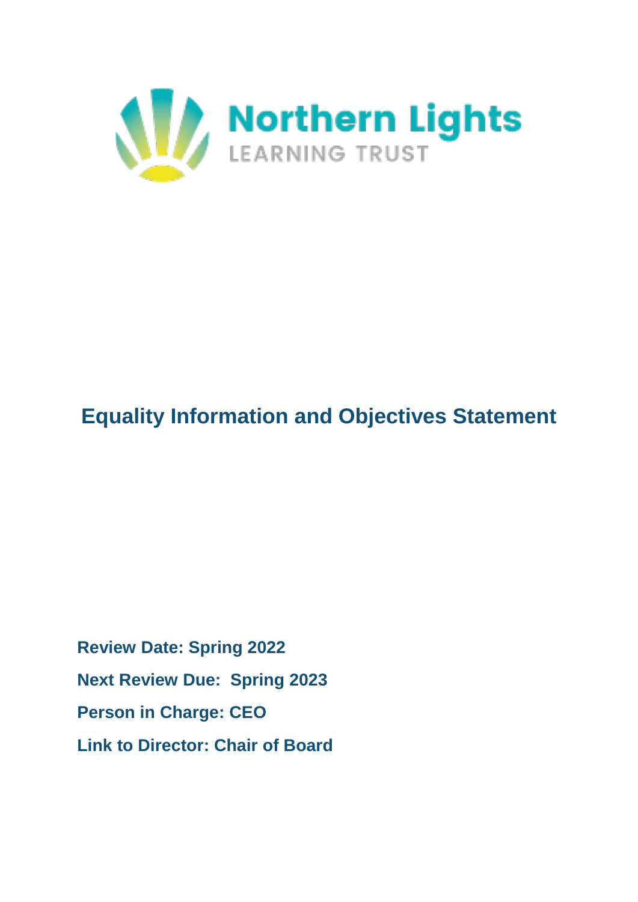Northern Lights

LEARNING TRUST

# Equality Information and Objectives Statement

**Review Date: Spring 2022**

**Next Review Due: Spring 2023**

**Person in Charge: CEO**

**Link to Director: Chair of Board**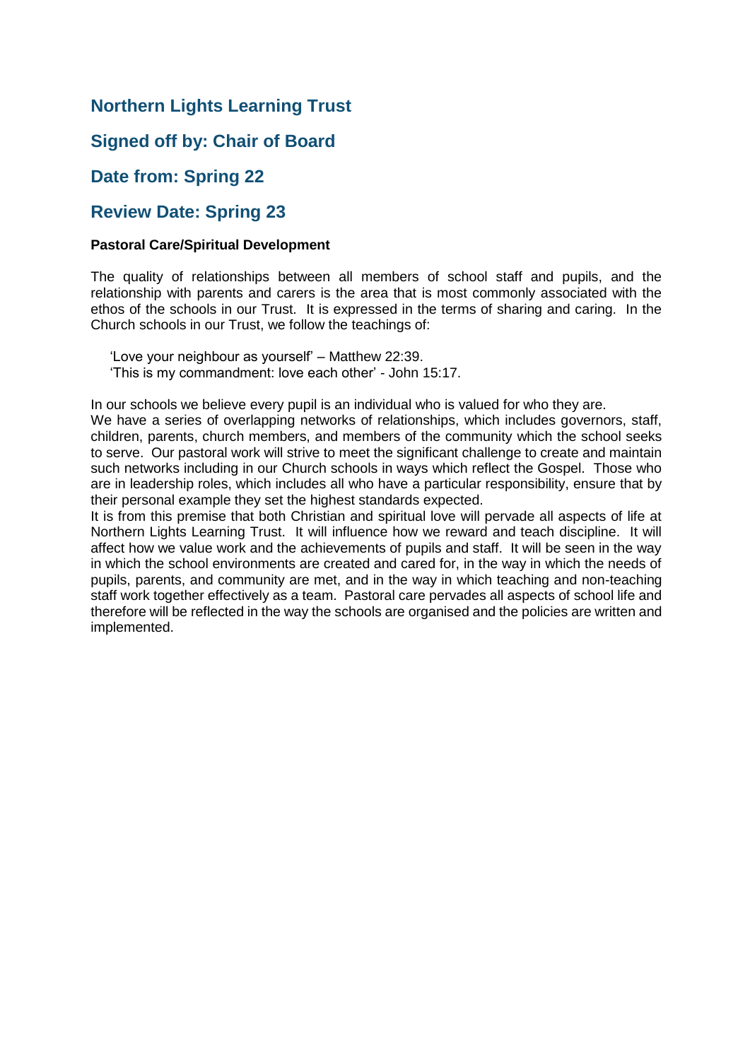## Northern Lights Learning Trust

## Signed off by: Chair of Board

## Date from: Spring 22

## Review Date: Spring 23

**Pastoral Care/Spiritual Development**

The quality of relationships between all members of school staff and pupils, and the relationship with parents and carers is the area that is most commonly associated with the ethos of the schools in our Trust. It is expressed in the terms of sharing and caring. In the Church schools in our Trust, we follow the teachings of:

'Love your neighbour as yourself' – Matthew 22:39.
'This is my commandment: love each other' - John 15:17.

In our schools we believe every pupil is an individual who is valued for who they are.
We have a series of overlapping networks of relationships, which includes governors, staff, children, parents, church members, and members of the community which the school seeks to serve. Our pastoral work will strive to meet the significant challenge to create and maintain such networks including in our Church schools in ways which reflect the Gospel. Those who are in leadership roles, which includes all who have a particular responsibility, ensure that by their personal example they set the highest standards expected.
It is from this premise that both Christian and spiritual love will pervade all aspects of life at Northern Lights Learning Trust. It will influence how we reward and teach discipline. It will affect how we value work and the achievements of pupils and staff. It will be seen in the way in which the school environments are created and cared for, in the way in which the needs of pupils, parents, and community are met, and in the way in which teaching and non-teaching staff work together effectively as a team. Pastoral care pervades all aspects of school life and therefore will be reflected in the way the schools are organised and the policies are written and implemented.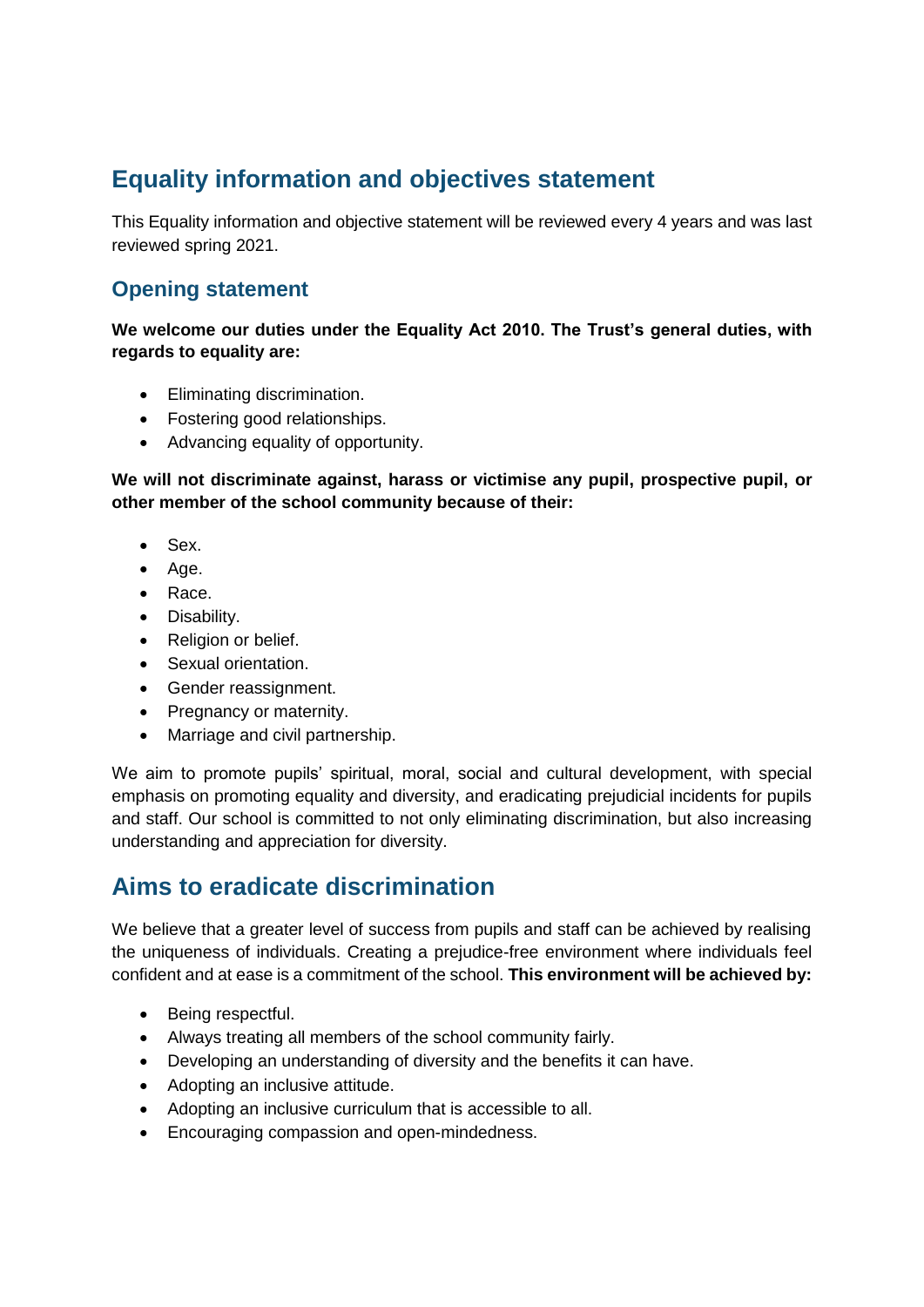# Equality information and objectives statement

This Equality information and objective statement will be reviewed every 4 years and was last reviewed spring 2021.

## Opening statement

**We welcome our duties under the Equality Act 2010. The Trust's general duties, with regards to equality are:**

- Eliminating discrimination.
- Fostering good relationships.
- Advancing equality of opportunity.

**We will not discriminate against, harass or victimise any pupil, prospective pupil, or other member of the school community because of their:**

- Sex.
- Age.
- Race.
- Disability.
- Religion or belief.
- Sexual orientation.
- Gender reassignment.
- Pregnancy or maternity.
- Marriage and civil partnership.

We aim to promote pupils' spiritual, moral, social and cultural development, with special emphasis on promoting equality and diversity, and eradicating prejudicial incidents for pupils and staff. Our school is committed to not only eliminating discrimination, but also increasing understanding and appreciation for diversity.

# Aims to eradicate discrimination

We believe that a greater level of success from pupils and staff can be achieved by realising the uniqueness of individuals. Creating a prejudice-free environment where individuals feel confident and at ease is a commitment of the school. **This environment will be achieved by:**

- Being respectful.
- Always treating all members of the school community fairly.
- Developing an understanding of diversity and the benefits it can have.
- Adopting an inclusive attitude.
- Adopting an inclusive curriculum that is accessible to all.
- Encouraging compassion and open-mindedness.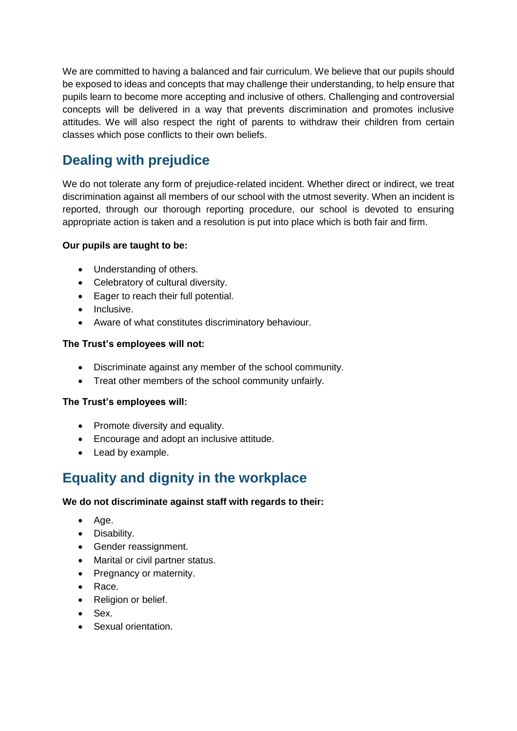We are committed to having a balanced and fair curriculum. We believe that our pupils should be exposed to ideas and concepts that may challenge their understanding, to help ensure that pupils learn to become more accepting and inclusive of others. Challenging and controversial concepts will be delivered in a way that prevents discrimination and promotes inclusive attitudes. We will also respect the right of parents to withdraw their children from certain classes which pose conflicts to their own beliefs.

## Dealing with prejudice

We do not tolerate any form of prejudice-related incident. Whether direct or indirect, we treat discrimination against all members of our school with the utmost severity. When an incident is reported, through our thorough reporting procedure, our school is devoted to ensuring appropriate action is taken and a resolution is put into place which is both fair and firm.

**Our pupils are taught to be:**

- Understanding of others.
- Celebratory of cultural diversity.
- Eager to reach their full potential.
- Inclusive.
- Aware of what constitutes discriminatory behaviour.

**The Trust's employees will not:**

- Discriminate against any member of the school community.
- Treat other members of the school community unfairly.

**The Trust's employees will:**

- Promote diversity and equality.
- Encourage and adopt an inclusive attitude.
- Lead by example.

## Equality and dignity in the workplace

**We do not discriminate against staff with regards to their:**

- Age.
- Disability.
- Gender reassignment.
- Marital or civil partner status.
- Pregnancy or maternity.
- Race.
- Religion or belief.
- Sex.
- Sexual orientation.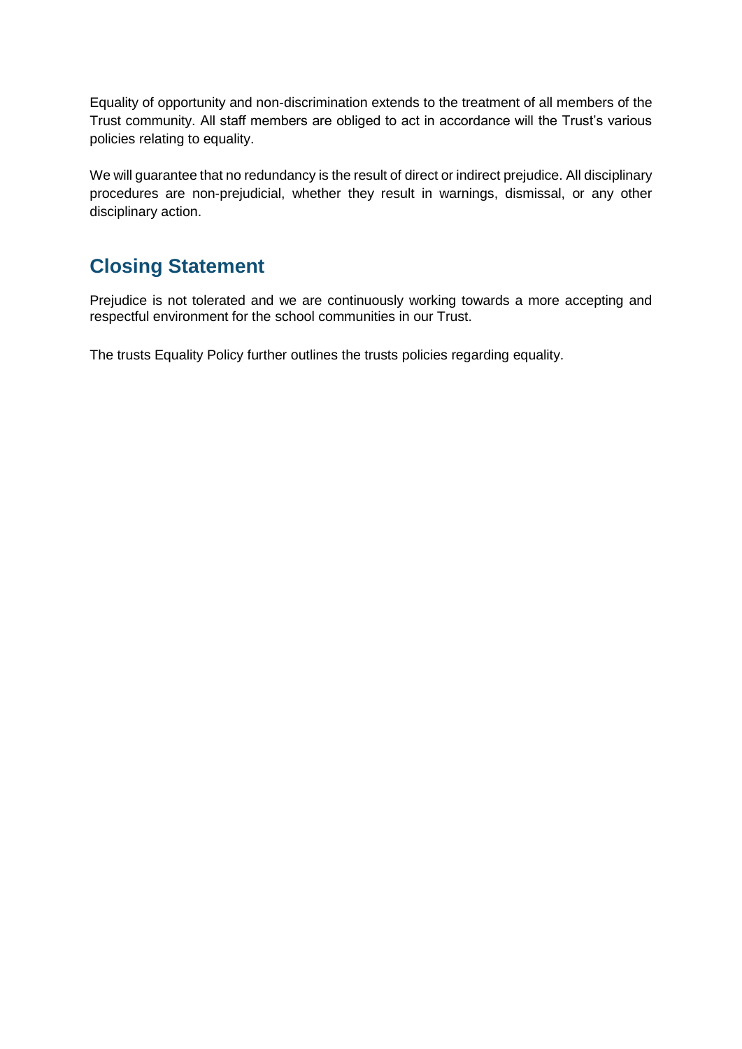Equality of opportunity and non-discrimination extends to the treatment of all members of the Trust community. All staff members are obliged to act in accordance will the Trust's various policies relating to equality.

We will guarantee that no redundancy is the result of direct or indirect prejudice. All disciplinary procedures are non-prejudicial, whether they result in warnings, dismissal, or any other disciplinary action.

## Closing Statement

Prejudice is not tolerated and we are continuously working towards a more accepting and respectful environment for the school communities in our Trust.

The trusts Equality Policy further outlines the trusts policies regarding equality.